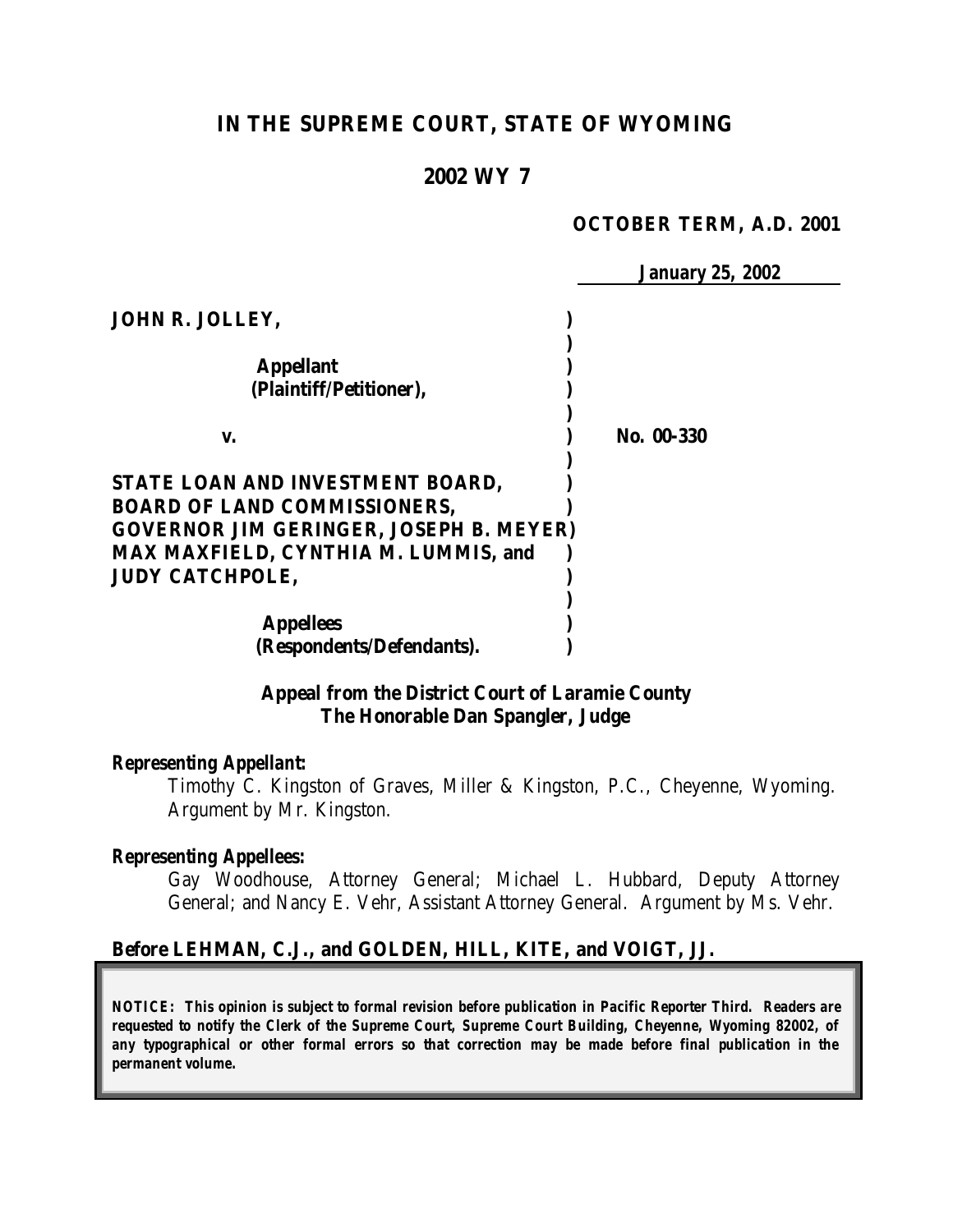# IN THE SUPREME COURT, STATE OF WYOMING

## 2002 WY 7

**OCTOBER TERM, A.D. 2001**

**January 25, 2002**

| | | |
|---|---|---|
| **JOHN R. JOLLEY,** | ) | |
| | ) | |
| **Appellant** | ) | |
| **(Plaintiff/Petitioner),** | ) | |
| | ) | |
| **v.** | ) | **No. 00-330** |
| | ) | |
| **STATE LOAN AND INVESTMENT BOARD,** | ) | |
| **BOARD OF LAND COMMISSIONERS,** | ) | |
| **GOVERNOR JIM GERINGER, JOSEPH B. MEYER** | ) | |
| **MAX MAXFIELD, CYNTHIA M. LUMMIS, and** | ) | |
| **JUDY CATCHPOLE,** | ) | |
| | ) | |
| **Appellees** | ) | |
| **(Respondents/Defendants).** | ) | |

**Appeal from the District Court of Laramie County**
**The Honorable Dan Spangler, Judge**

***Representing Appellant:***

Timothy C. Kingston of Graves, Miller & Kingston, P.C., Cheyenne, Wyoming. Argument by Mr. Kingston.

***Representing Appellees:***

Gay Woodhouse, Attorney General; Michael L. Hubbard, Deputy Attorney General; and Nancy E. Vehr, Assistant Attorney General. Argument by Ms. Vehr.

**Before LEHMAN, C.J., and GOLDEN, HILL, KITE, and VOIGT, JJ.**

***NOTICE: This opinion is subject to formal revision before publication in Pacific Reporter Third. Readers are requested to notify the Clerk of the Supreme Court, Supreme Court Building, Cheyenne, Wyoming 82002, of any typographical or other formal errors so that correction may be made before final publication in the permanent volume.***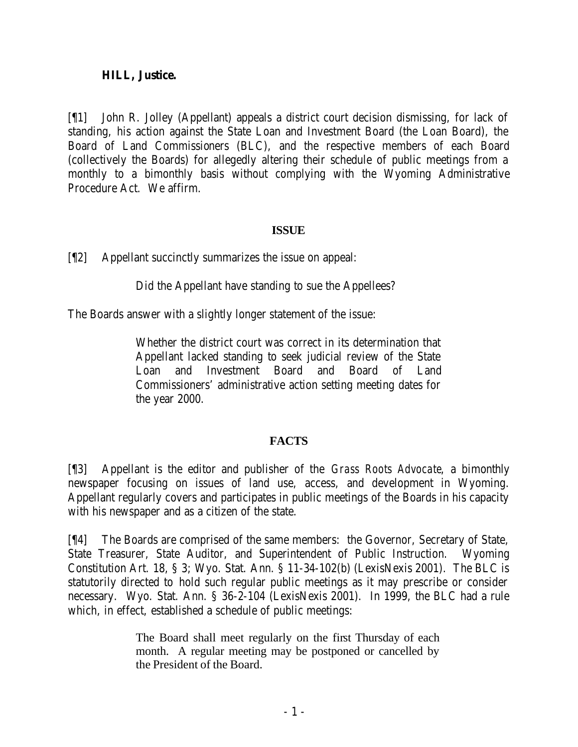**HILL, Justice.**

[¶1] John R. Jolley (Appellant) appeals a district court decision dismissing, for lack of standing, his action against the State Loan and Investment Board (the Loan Board), the Board of Land Commissioners (BLC), and the respective members of each Board (collectively the Boards) for allegedly altering their schedule of public meetings from a monthly to a bimonthly basis without complying with the Wyoming Administrative Procedure Act. We affirm.

## ISSUE

[¶2] Appellant succinctly summarizes the issue on appeal:

> Did the Appellant have standing to sue the Appellees?

The Boards answer with a slightly longer statement of the issue:

> Whether the district court was correct in its determination that Appellant lacked standing to seek judicial review of the State Loan and Investment Board and Board of Land Commissioners' administrative action setting meeting dates for the year 2000.

## FACTS

[¶3] Appellant is the editor and publisher of the *Grass Roots Advocate*, a bimonthly newspaper focusing on issues of land use, access, and development in Wyoming. Appellant regularly covers and participates in public meetings of the Boards in his capacity with his newspaper and as a citizen of the state.

[¶4] The Boards are comprised of the same members: the Governor, Secretary of State, State Treasurer, State Auditor, and Superintendent of Public Instruction. Wyoming Constitution Art. 18, § 3; Wyo. Stat. Ann. § 11-34-102(b) (LexisNexis 2001). The BLC is statutorily directed to hold such regular public meetings as it may prescribe or consider necessary. Wyo. Stat. Ann. § 36-2-104 (LexisNexis 2001). In 1999, the BLC had a rule which, in effect, established a schedule of public meetings:

> The Board shall meet regularly on the first Thursday of each month. A regular meeting may be postponed or cancelled by the President of the Board.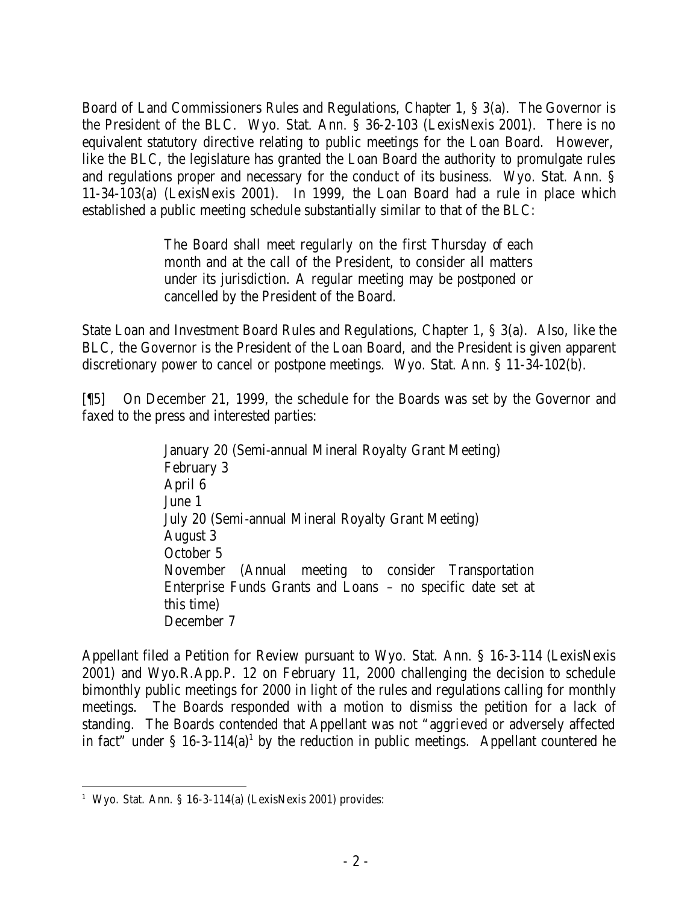Board of Land Commissioners Rules and Regulations, Chapter 1, § 3(a). The Governor is the President of the BLC. Wyo. Stat. Ann. § 36-2-103 (LexisNexis 2001). There is no equivalent statutory directive relating to public meetings for the Loan Board. However, like the BLC, the legislature has granted the Loan Board the authority to promulgate rules and regulations proper and necessary for the conduct of its business. Wyo. Stat. Ann. § 11-34-103(a) (LexisNexis 2001). In 1999, the Loan Board had a rule in place which established a public meeting schedule substantially similar to that of the BLC:

> The Board shall meet regularly on the first Thursday of each month and at the call of the President, to consider all matters under its jurisdiction. A regular meeting may be postponed or cancelled by the President of the Board.

State Loan and Investment Board Rules and Regulations, Chapter 1, § 3(a). Also, like the BLC, the Governor is the President of the Loan Board, and the President is given apparent discretionary power to cancel or postpone meetings. Wyo. Stat. Ann. § 11-34-102(b).

[¶5] On December 21, 1999, the schedule for the Boards was set by the Governor and faxed to the press and interested parties:

> January 20 (Semi-annual Mineral Royalty Grant Meeting)
> February 3
> April 6
> June 1
> July 20 (Semi-annual Mineral Royalty Grant Meeting)
> August 3
> October 5
> November (Annual meeting to consider Transportation Enterprise Funds Grants and Loans – no specific date set at this time)
> December 7

Appellant filed a Petition for Review pursuant to Wyo. Stat. Ann. § 16-3-114 (LexisNexis 2001) and Wyo.R.App.P. 12 on February 11, 2000 challenging the decision to schedule bimonthly public meetings for 2000 in light of the rules and regulations calling for monthly meetings. The Boards responded with a motion to dismiss the petition for a lack of standing. The Boards contended that Appellant was not "aggrieved or adversely affected in fact" under § 16-3-114(a)[1] by the reduction in public meetings. Appellant countered he

---

[1] Wyo. Stat. Ann. § 16-3-114(a) (LexisNexis 2001) provides: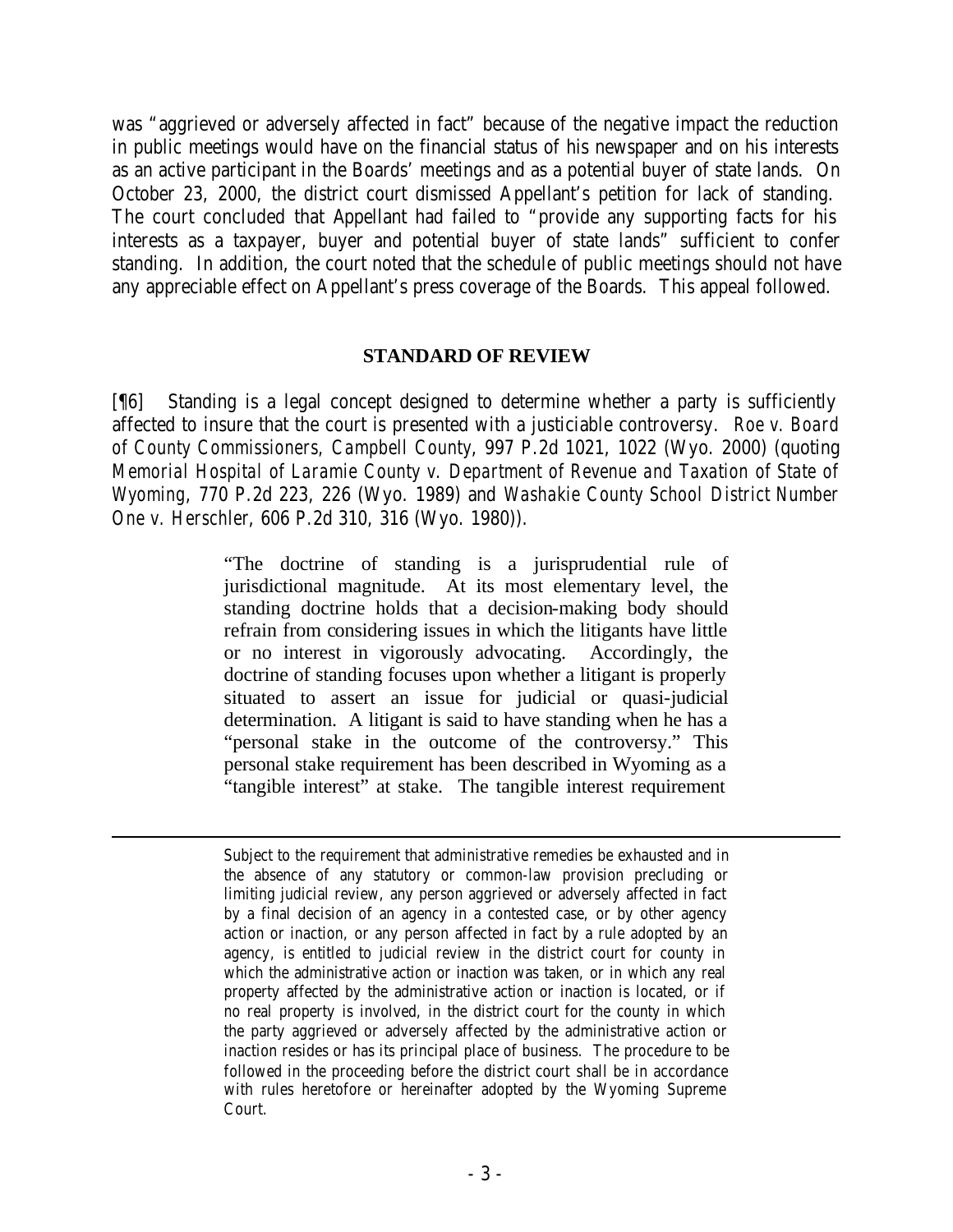was "aggrieved or adversely affected in fact" because of the negative impact the reduction in public meetings would have on the financial status of his newspaper and on his interests as an active participant in the Boards' meetings and as a potential buyer of state lands. On October 23, 2000, the district court dismissed Appellant's petition for lack of standing. The court concluded that Appellant had failed to "provide any supporting facts for his interests as a taxpayer, buyer and potential buyer of state lands" sufficient to confer standing. In addition, the court noted that the schedule of public meetings should not have any appreciable effect on Appellant's press coverage of the Boards. This appeal followed.

## STANDARD OF REVIEW

[¶6] Standing is a legal concept designed to determine whether a party is sufficiently affected to insure that the court is presented with a justiciable controversy. *Roe v. Board of County Commissioners, Campbell County*, 997 P.2d 1021, 1022 (Wyo. 2000) (quoting *Memorial Hospital of Laramie County v. Department of Revenue and Taxation of State of Wyoming*, 770 P.2d 223, 226 (Wyo. 1989) and *Washakie County School District Number One v. Herschler*, 606 P.2d 310, 316 (Wyo. 1980)).

> "The doctrine of standing is a jurisprudential rule of jurisdictional magnitude. At its most elementary level, the standing doctrine holds that a decision-making body should refrain from considering issues in which the litigants have little or no interest in vigorously advocating. Accordingly, the doctrine of standing focuses upon whether a litigant is properly situated to assert an issue for judicial or quasi-judicial determination. A litigant is said to have standing when he has a "personal stake in the outcome of the controversy." This personal stake requirement has been described in Wyoming as a "tangible interest" at stake. The tangible interest requirement

---

Subject to the requirement that administrative remedies be exhausted and in the absence of any statutory or common-law provision precluding or limiting judicial review, any person aggrieved or adversely affected in fact by a final decision of an agency in a contested case, or by other agency action or inaction, or any person affected in fact by a rule adopted by an agency, is entitled to judicial review in the district court for county in which the administrative action or inaction was taken, or in which any real property affected by the administrative action or inaction is located, or if no real property is involved, in the district court for the county in which the party aggrieved or adversely affected by the administrative action or inaction resides or has its principal place of business. The procedure to be followed in the proceeding before the district court shall be in accordance with rules heretofore or hereinafter adopted by the Wyoming Supreme Court.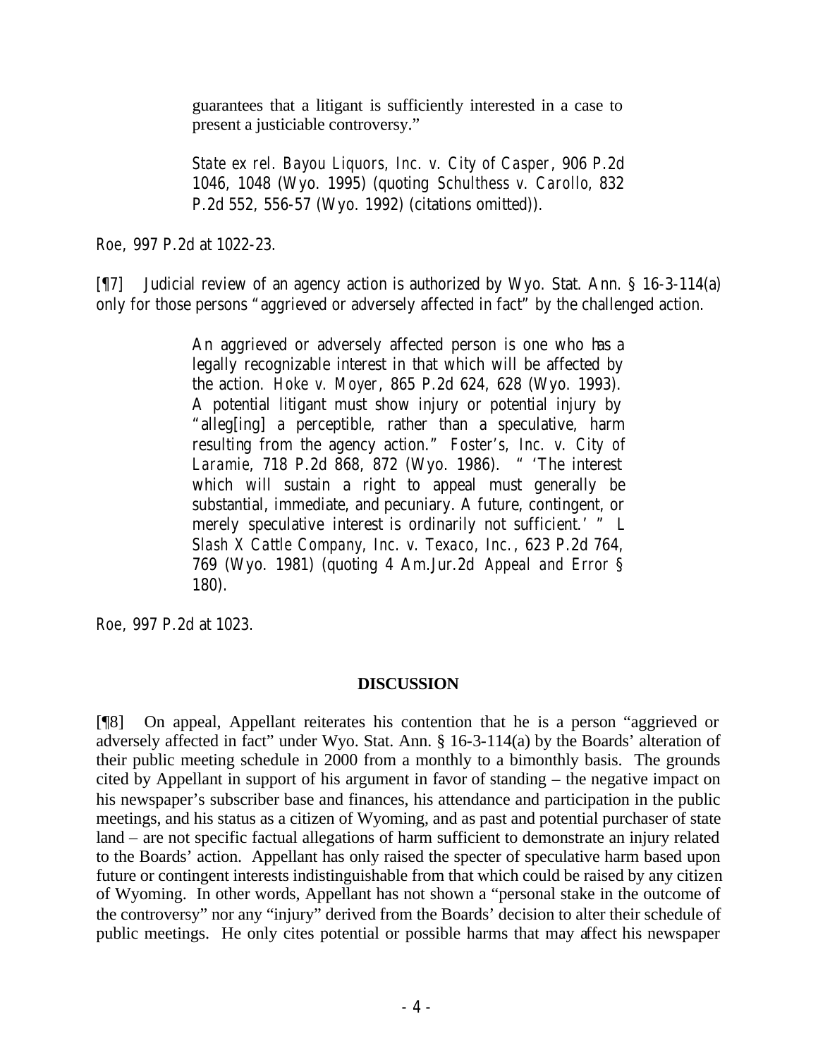> guarantees that a litigant is sufficiently interested in a case to present a justiciable controversy."
>
> *State ex rel. Bayou Liquors, Inc. v. City of Casper*, 906 P.2d 1046, 1048 (Wyo. 1995) (quoting *Schulthess v. Carollo*, 832 P.2d 552, 556-57 (Wyo. 1992) (citations omitted)).

*Roe*, 997 P.2d at 1022-23.

[¶7] Judicial review of an agency action is authorized by Wyo. Stat. Ann. § 16-3-114(a) only for those persons "aggrieved or adversely affected in fact" by the challenged action.

> An aggrieved or adversely affected person is one who has a legally recognizable interest in that which will be affected by the action. *Hoke v. Moyer*, 865 P.2d 624, 628 (Wyo. 1993). A potential litigant must show injury or potential injury by "alleg[ing] a perceptible, rather than a speculative, harm resulting from the agency action." *Foster's, Inc. v. City of Laramie*, 718 P.2d 868, 872 (Wyo. 1986). " 'The interest which will sustain a right to appeal must generally be substantial, immediate, and pecuniary. A future, contingent, or merely speculative interest is ordinarily not sufficient.' " *L Slash X Cattle Company, Inc. v. Texaco, Inc.*, 623 P.2d 764, 769 (Wyo. 1981) (quoting 4 Am.Jur.2d *Appeal and Error* § 180).

*Roe*, 997 P.2d at 1023.

## DISCUSSION

[¶8] On appeal, Appellant reiterates his contention that he is a person "aggrieved or adversely affected in fact" under Wyo. Stat. Ann. § 16-3-114(a) by the Boards' alteration of their public meeting schedule in 2000 from a monthly to a bimonthly basis. The grounds cited by Appellant in support of his argument in favor of standing – the negative impact on his newspaper's subscriber base and finances, his attendance and participation in the public meetings, and his status as a citizen of Wyoming, and as past and potential purchaser of state land – are not specific factual allegations of harm sufficient to demonstrate an injury related to the Boards' action. Appellant has only raised the specter of speculative harm based upon future or contingent interests indistinguishable from that which could be raised by any citizen of Wyoming. In other words, Appellant has not shown a "personal stake in the outcome of the controversy" nor any "injury" derived from the Boards' decision to alter their schedule of public meetings. He only cites potential or possible harms that may affect his newspaper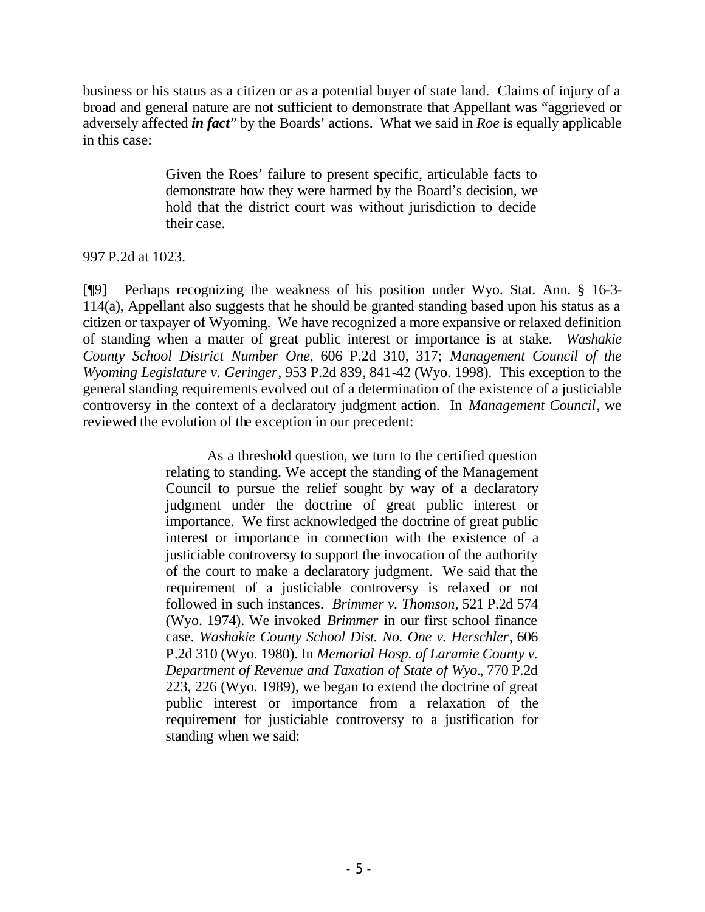business or his status as a citizen or as a potential buyer of state land. Claims of injury of a broad and general nature are not sufficient to demonstrate that Appellant was "aggrieved or adversely affected ***in fact***" by the Boards' actions. What we said in *Roe* is equally applicable in this case:

> Given the Roes' failure to present specific, articulable facts to demonstrate how they were harmed by the Board's decision, we hold that the district court was without jurisdiction to decide their case.

997 P.2d at 1023.

[¶9] Perhaps recognizing the weakness of his position under Wyo. Stat. Ann. § 16-3-114(a), Appellant also suggests that he should be granted standing based upon his status as a citizen or taxpayer of Wyoming. We have recognized a more expansive or relaxed definition of standing when a matter of great public interest or importance is at stake. *Washakie County School District Number One*, 606 P.2d 310, 317; *Management Council of the Wyoming Legislature v. Geringer*, 953 P.2d 839, 841-42 (Wyo. 1998). This exception to the general standing requirements evolved out of a determination of the existence of a justiciable controversy in the context of a declaratory judgment action. In *Management Council*, we reviewed the evolution of the exception in our precedent:

> As a threshold question, we turn to the certified question relating to standing. We accept the standing of the Management Council to pursue the relief sought by way of a declaratory judgment under the doctrine of great public interest or importance. We first acknowledged the doctrine of great public interest or importance in connection with the existence of a justiciable controversy to support the invocation of the authority of the court to make a declaratory judgment. We said that the requirement of a justiciable controversy is relaxed or not followed in such instances. *Brimmer v. Thomson*, 521 P.2d 574 (Wyo. 1974). We invoked *Brimmer* in our first school finance case. *Washakie County School Dist. No. One v. Herschler*, 606 P.2d 310 (Wyo. 1980). In *Memorial Hosp. of Laramie County v. Department of Revenue and Taxation of State of Wyo.*, 770 P.2d 223, 226 (Wyo. 1989), we began to extend the doctrine of great public interest or importance from a relaxation of the requirement for justiciable controversy to a justification for standing when we said: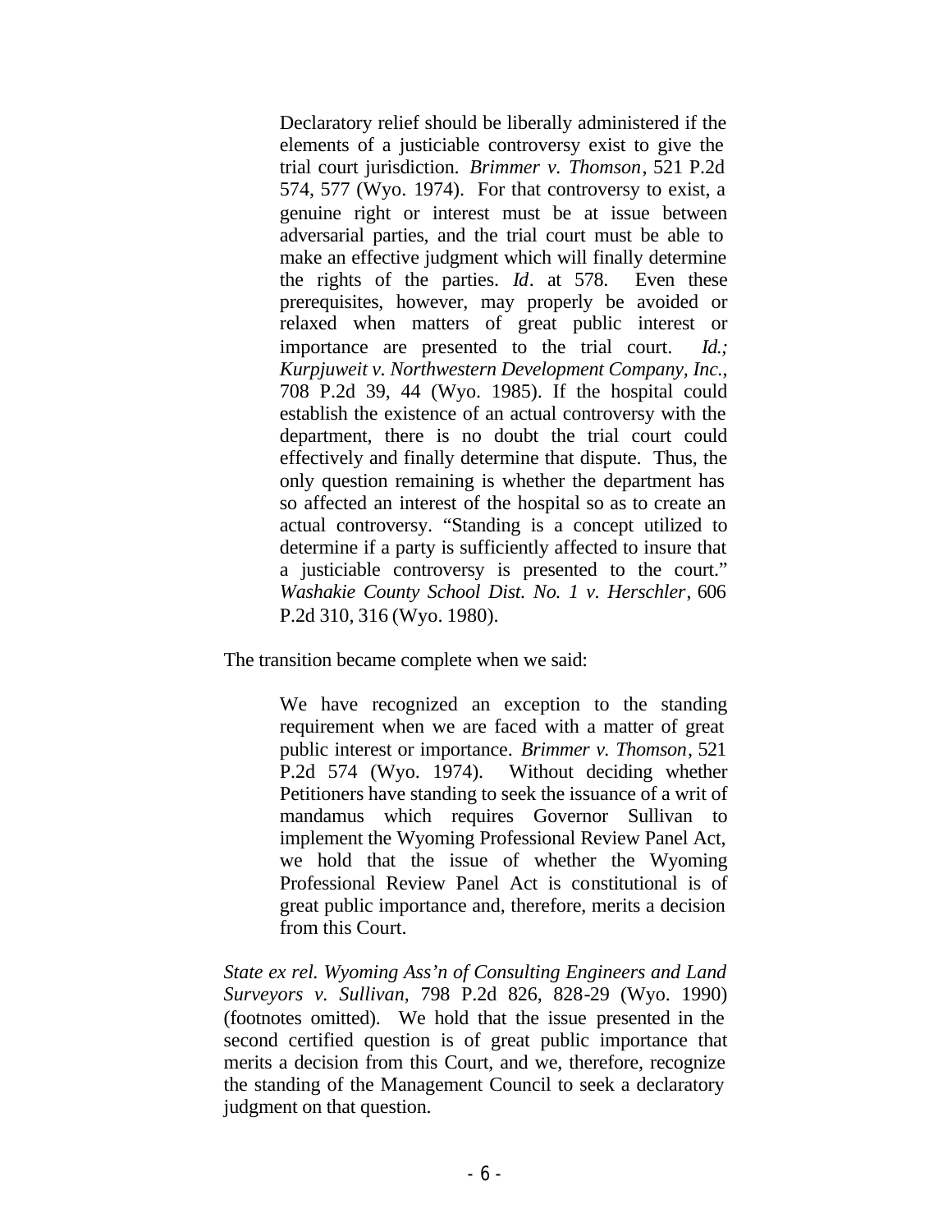> Declaratory relief should be liberally administered if the elements of a justiciable controversy exist to give the trial court jurisdiction. *Brimmer v. Thomson*, 521 P.2d 574, 577 (Wyo. 1974). For that controversy to exist, a genuine right or interest must be at issue between adversarial parties, and the trial court must be able to make an effective judgment which will finally determine the rights of the parties. *Id*. at 578. Even these prerequisites, however, may properly be avoided or relaxed when matters of great public interest or importance are presented to the trial court. *Id.; Kurpjuweit v. Northwestern Development Company, Inc.*, 708 P.2d 39, 44 (Wyo. 1985). If the hospital could establish the existence of an actual controversy with the department, there is no doubt the trial court could effectively and finally determine that dispute. Thus, the only question remaining is whether the department has so affected an interest of the hospital so as to create an actual controversy. "Standing is a concept utilized to determine if a party is sufficiently affected to insure that a justiciable controversy is presented to the court." *Washakie County School Dist. No. 1 v. Herschler*, 606 P.2d 310, 316 (Wyo. 1980).

The transition became complete when we said:

> We have recognized an exception to the standing requirement when we are faced with a matter of great public interest or importance. *Brimmer v. Thomson*, 521 P.2d 574 (Wyo. 1974). Without deciding whether Petitioners have standing to seek the issuance of a writ of mandamus which requires Governor Sullivan to implement the Wyoming Professional Review Panel Act, we hold that the issue of whether the Wyoming Professional Review Panel Act is constitutional is of great public importance and, therefore, merits a decision from this Court.

*State ex rel. Wyoming Ass'n of Consulting Engineers and Land Surveyors v. Sullivan*, 798 P.2d 826, 828-29 (Wyo. 1990) (footnotes omitted). We hold that the issue presented in the second certified question is of great public importance that merits a decision from this Court, and we, therefore, recognize the standing of the Management Council to seek a declaratory judgment on that question.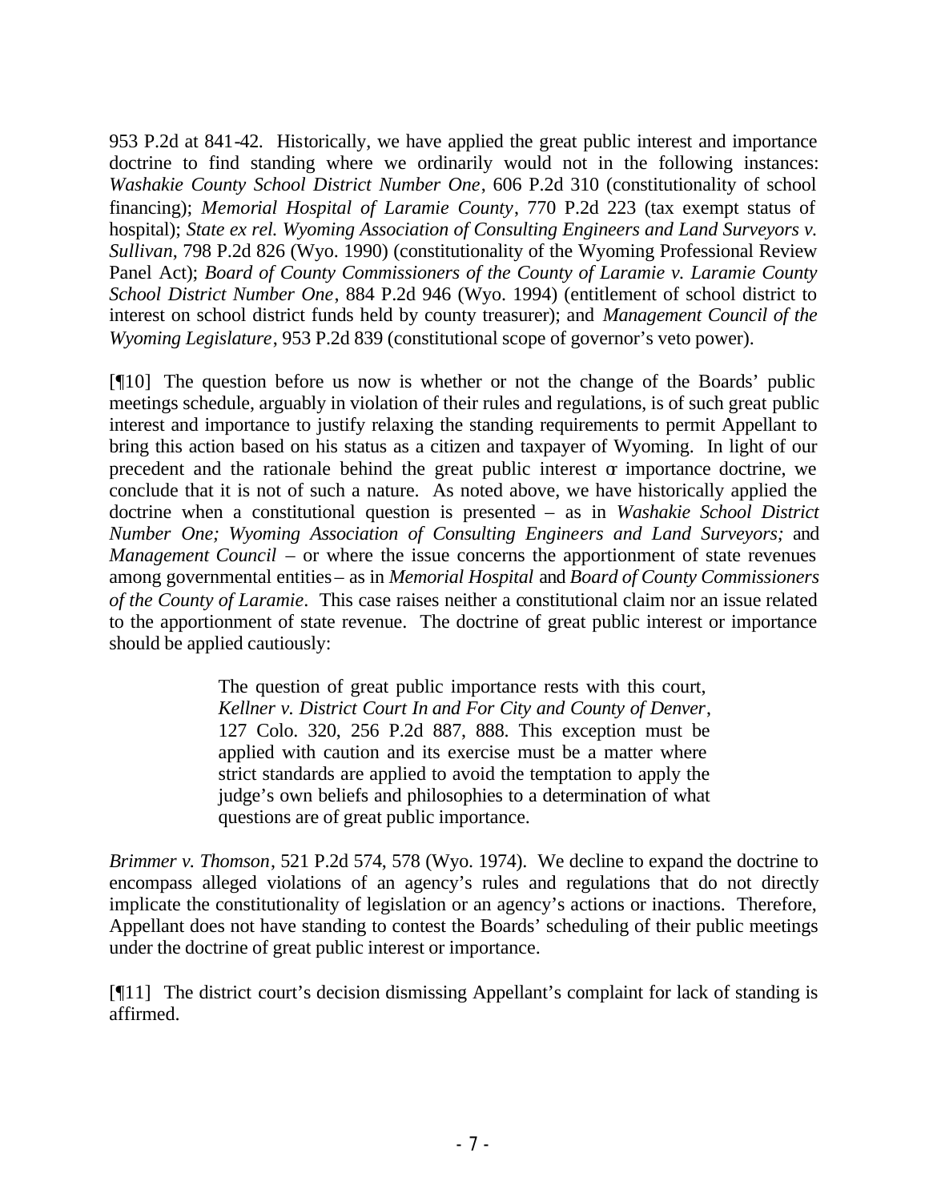953 P.2d at 841-42. Historically, we have applied the great public interest and importance doctrine to find standing where we ordinarily would not in the following instances: *Washakie County School District Number One*, 606 P.2d 310 (constitutionality of school financing); *Memorial Hospital of Laramie County*, 770 P.2d 223 (tax exempt status of hospital); *State ex rel. Wyoming Association of Consulting Engineers and Land Surveyors v. Sullivan*, 798 P.2d 826 (Wyo. 1990) (constitutionality of the Wyoming Professional Review Panel Act); *Board of County Commissioners of the County of Laramie v. Laramie County School District Number One*, 884 P.2d 946 (Wyo. 1994) (entitlement of school district to interest on school district funds held by county treasurer); and *Management Council of the Wyoming Legislature*, 953 P.2d 839 (constitutional scope of governor's veto power).

[¶10] The question before us now is whether or not the change of the Boards' public meetings schedule, arguably in violation of their rules and regulations, is of such great public interest and importance to justify relaxing the standing requirements to permit Appellant to bring this action based on his status as a citizen and taxpayer of Wyoming. In light of our precedent and the rationale behind the great public interest or importance doctrine, we conclude that it is not of such a nature. As noted above, we have historically applied the doctrine when a constitutional question is presented – as in *Washakie School District Number One; Wyoming Association of Consulting Engineers and Land Surveyors;* and *Management Council* – or where the issue concerns the apportionment of state revenues among governmental entities – as in *Memorial Hospital* and *Board of County Commissioners of the County of Laramie*. This case raises neither a constitutional claim nor an issue related to the apportionment of state revenue. The doctrine of great public interest or importance should be applied cautiously:

> The question of great public importance rests with this court, *Kellner v. District Court In and For City and County of Denver*, 127 Colo. 320, 256 P.2d 887, 888. This exception must be applied with caution and its exercise must be a matter where strict standards are applied to avoid the temptation to apply the judge's own beliefs and philosophies to a determination of what questions are of great public importance.

*Brimmer v. Thomson*, 521 P.2d 574, 578 (Wyo. 1974). We decline to expand the doctrine to encompass alleged violations of an agency's rules and regulations that do not directly implicate the constitutionality of legislation or an agency's actions or inactions. Therefore, Appellant does not have standing to contest the Boards' scheduling of their public meetings under the doctrine of great public interest or importance.

[¶11] The district court's decision dismissing Appellant's complaint for lack of standing is affirmed.